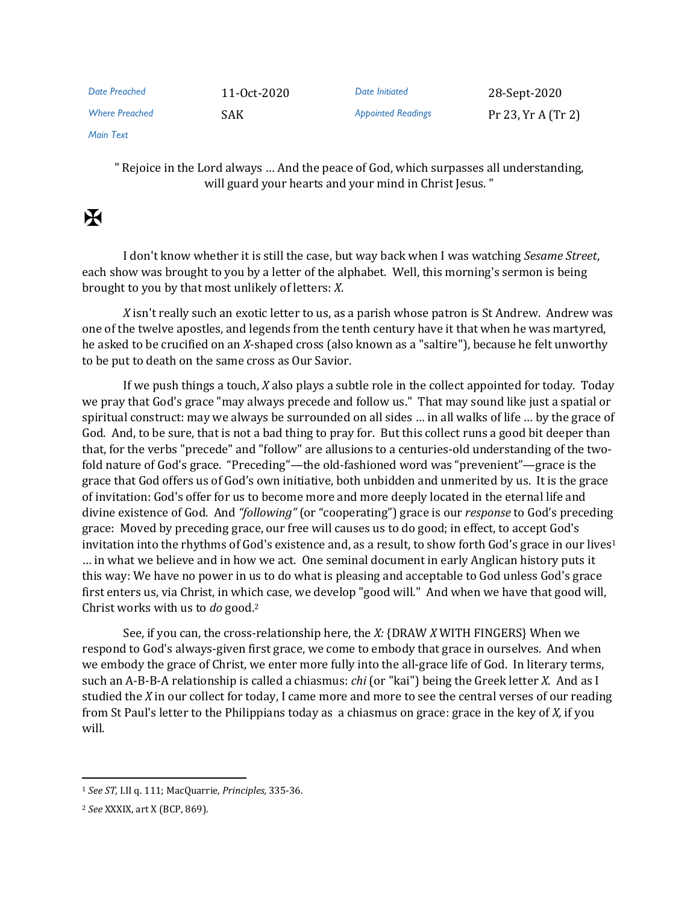| Date Preached | 11-Oct-2020 | Date Initiated | 28-Sept-2020 |
|---|---|---|---|
| Where Preached | SAK | Appointed Readings | Pr 23, Yr A (Tr 2) |
| Main Text | | | |

" Rejoice in the Lord always … And the peace of God, which surpasses all understanding, will guard your hearts and your mind in Christ Jesus. "

✠

I don't know whether it is still the case, but way back when I was watching *Sesame Street*, each show was brought to you by a letter of the alphabet. Well, this morning's sermon is being brought to you by that most unlikely of letters: *X*.

*X* isn't really such an exotic letter to us, as a parish whose patron is St Andrew. Andrew was one of the twelve apostles, and legends from the tenth century have it that when he was martyred, he asked to be crucified on an *X*-shaped cross (also known as a "saltire"), because he felt unworthy to be put to death on the same cross as Our Savior.

If we push things a touch, *X* also plays a subtle role in the collect appointed for today. Today we pray that God's grace "may always precede and follow us." That may sound like just a spatial or spiritual construct: may we always be surrounded on all sides … in all walks of life … by the grace of God. And, to be sure, that is not a bad thing to pray for. But this collect runs a good bit deeper than that, for the verbs "precede" and "follow" are allusions to a centuries-old understanding of the two-fold nature of God's grace. "Preceding"—the old-fashioned word was "prevenient"—grace is the grace that God offers us of God's own initiative, both unbidden and unmerited by us. It is the grace of invitation: God's offer for us to become more and more deeply located in the eternal life and divine existence of God. And *"following"* (or "cooperating") grace is our *response* to God's preceding grace: Moved by preceding grace, our free will causes us to do good; in effect, to accept God's invitation into the rhythms of God's existence and, as a result, to show forth God's grace in our lives[1] … in what we believe and in how we act. One seminal document in early Anglican history puts it this way: We have no power in us to do what is pleasing and acceptable to God unless God's grace first enters us, via Christ, in which case, we develop "good will." And when we have that good will, Christ works with us to *do* good.[2]

See, if you can, the cross-relationship here, the *X:* {DRAW *X* WITH FINGERS} When we respond to God's always-given first grace, we come to embody that grace in ourselves. And when we embody the grace of Christ, we enter more fully into the all-grace life of God. In literary terms, such an A-B-B-A relationship is called a chiasmus: *chi* (or "kai") being the Greek letter *X*. And as I studied the *X* in our collect for today, I came more and more to see the central verses of our reading from St Paul's letter to the Philippians today as a chiasmus on grace: grace in the key of *X,* if you will.

---

[1] *See ST,* I.II q. 111; MacQuarrie, *Principles,* 335-36.

[2] *See* XXXIX, art X (BCP, 869).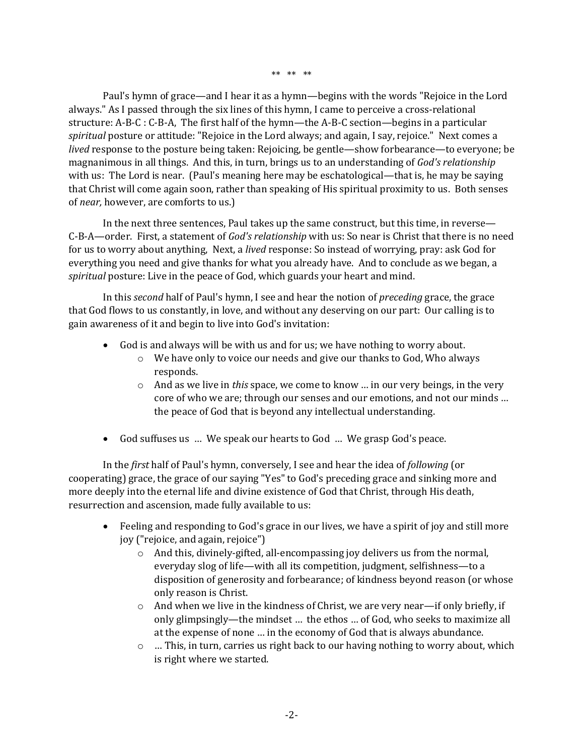\*\*   \*\*   \*\*

Paul's hymn of grace—and I hear it as a hymn—begins with the words "Rejoice in the Lord always." As I passed through the six lines of this hymn, I came to perceive a cross-relational structure: A-B-C : C-B-A, The first half of the hymn—the A-B-C section—begins in a particular *spiritual* posture or attitude: "Rejoice in the Lord always; and again, I say, rejoice." Next comes a *lived* response to the posture being taken: Rejoicing, be gentle—show forbearance—to everyone; be magnanimous in all things. And this, in turn, brings us to an understanding of *God's relationship* with us: The Lord is near. (Paul's meaning here may be eschatological—that is, he may be saying that Christ will come again soon, rather than speaking of His spiritual proximity to us. Both senses of *near,* however, are comforts to us.)

In the next three sentences, Paul takes up the same construct, but this time, in reverse—C-B-A—order. First, a statement of *God's relationship* with us: So near is Christ that there is no need for us to worry about anything, Next, a *lived* response: So instead of worrying, pray: ask God for everything you need and give thanks for what you already have. And to conclude as we began, a *spiritual* posture: Live in the peace of God, which guards your heart and mind.

In this *second* half of Paul's hymn, I see and hear the notion of *preceding* grace, the grace that God flows to us constantly, in love, and without any deserving on our part: Our calling is to gain awareness of it and begin to live into God's invitation:

- God is and always will be with us and for us; we have nothing to worry about.
  - We have only to voice our needs and give our thanks to God, Who always responds.
  - And as we live in *this* space, we come to know … in our very beings, in the very core of who we are; through our senses and our emotions, and not our minds … the peace of God that is beyond any intellectual understanding.

- God suffuses us … We speak our hearts to God … We grasp God's peace.

In the *first* half of Paul's hymn, conversely, I see and hear the idea of *following* (or cooperating) grace, the grace of our saying "Yes" to God's preceding grace and sinking more and more deeply into the eternal life and divine existence of God that Christ, through His death, resurrection and ascension, made fully available to us:

- Feeling and responding to God's grace in our lives, we have a spirit of joy and still more joy ("rejoice, and again, rejoice")
  - And this, divinely-gifted, all-encompassing joy delivers us from the normal, everyday slog of life—with all its competition, judgment, selfishness—to a disposition of generosity and forbearance; of kindness beyond reason (or whose only reason is Christ.
  - And when we live in the kindness of Christ, we are very near—if only briefly, if only glimpsingly—the mindset … the ethos … of God, who seeks to maximize all at the expense of none … in the economy of God that is always abundance.
  - … This, in turn, carries us right back to our having nothing to worry about, which is right where we started.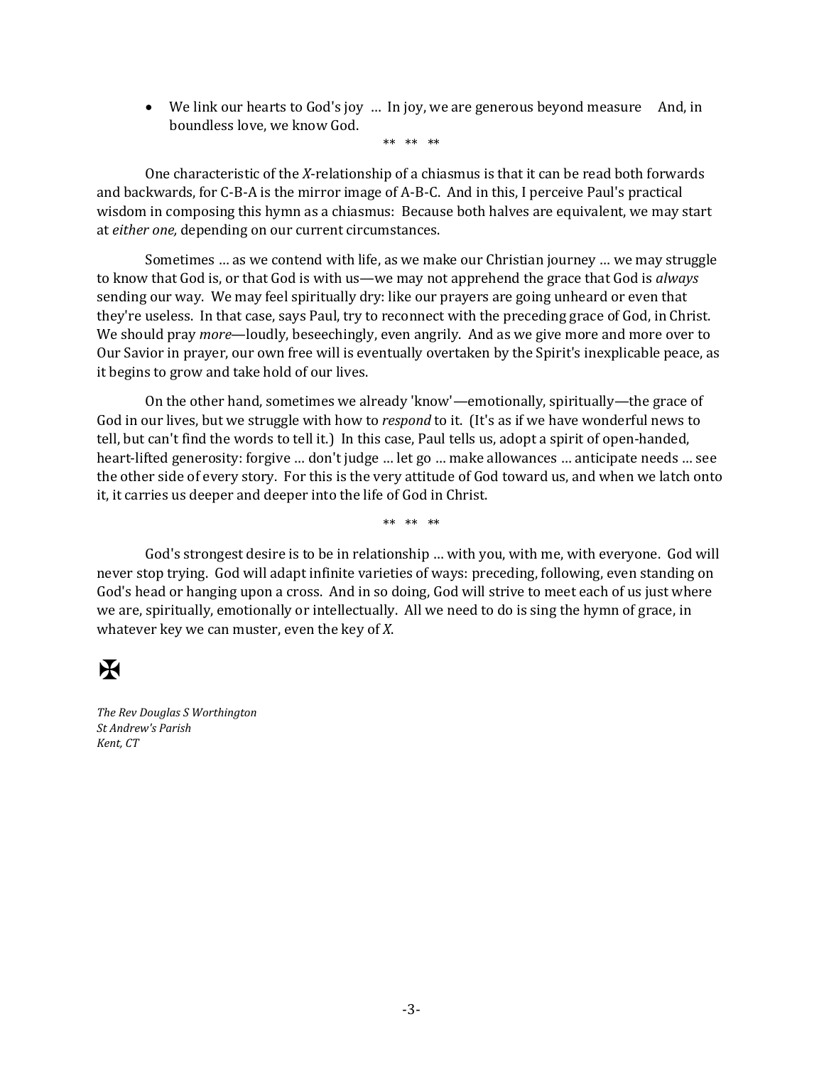- We link our hearts to God's joy … In joy, we are generous beyond measure And, in boundless love, we know God.

** ** **

One characteristic of the *X*-relationship of a chiasmus is that it can be read both forwards and backwards, for C-B-A is the mirror image of A-B-C. And in this, I perceive Paul's practical wisdom in composing this hymn as a chiasmus: Because both halves are equivalent, we may start at *either one,* depending on our current circumstances.

Sometimes … as we contend with life, as we make our Christian journey … we may struggle to know that God is, or that God is with us—we may not apprehend the grace that God is *always* sending our way. We may feel spiritually dry: like our prayers are going unheard or even that they're useless. In that case, says Paul, try to reconnect with the preceding grace of God, in Christ. We should pray *more*—loudly, beseechingly, even angrily. And as we give more and more over to Our Savior in prayer, our own free will is eventually overtaken by the Spirit's inexplicable peace, as it begins to grow and take hold of our lives.

On the other hand, sometimes we already 'know'—emotionally, spiritually—the grace of God in our lives, but we struggle with how to *respond* to it. (It's as if we have wonderful news to tell, but can't find the words to tell it.) In this case, Paul tells us, adopt a spirit of open-handed, heart-lifted generosity: forgive … don't judge … let go … make allowances … anticipate needs … see the other side of every story. For this is the very attitude of God toward us, and when we latch onto it, it carries us deeper and deeper into the life of God in Christ.

** ** **

God's strongest desire is to be in relationship … with you, with me, with everyone. God will never stop trying. God will adapt infinite varieties of ways: preceding, following, even standing on God's head or hanging upon a cross. And in so doing, God will strive to meet each of us just where we are, spiritually, emotionally or intellectually. All we need to do is sing the hymn of grace, in whatever key we can muster, even the key of *X*.

✠

*The Rev Douglas S Worthington*
*St Andrew's Parish*
*Kent, CT*